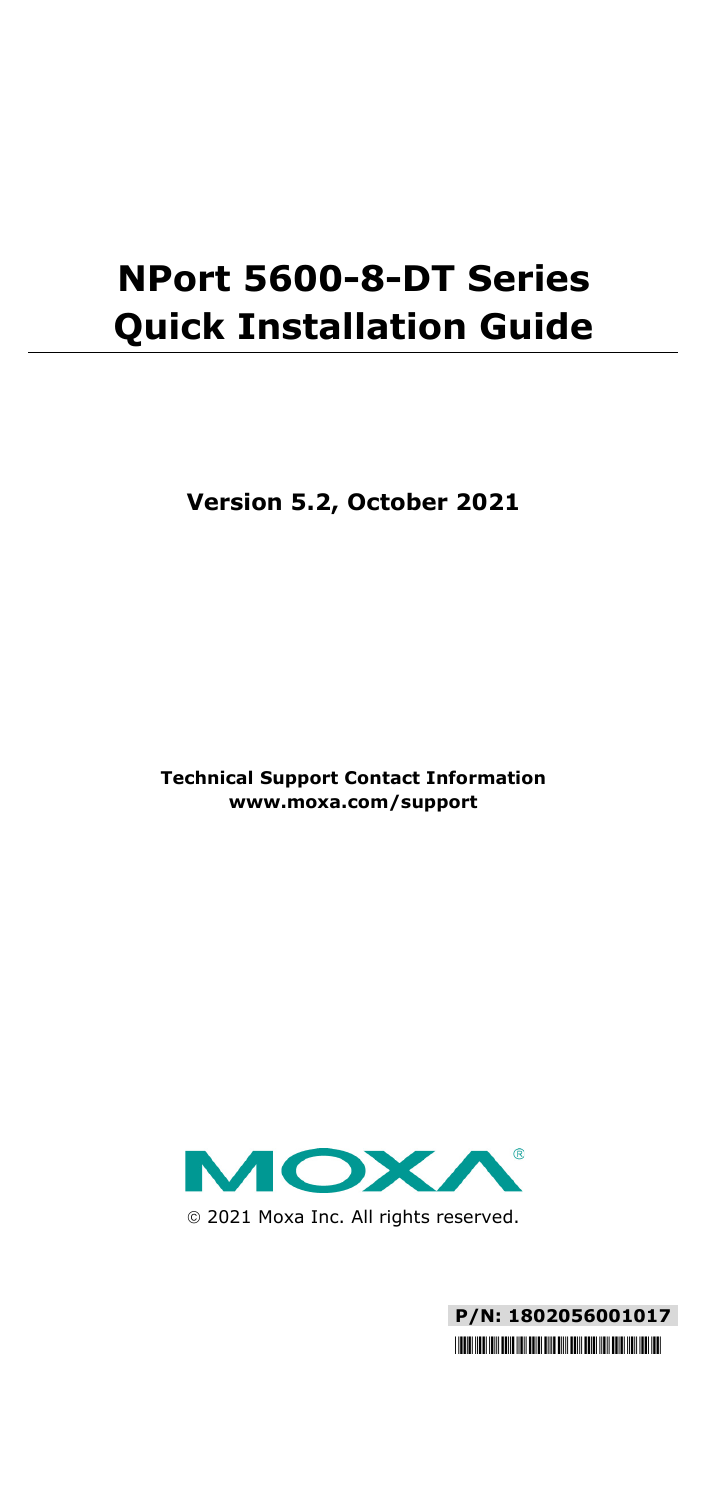# NPort 5600-8-DT Series Quick Installation Guide

**Version 5.2, October 2021**

**Technical Support Contact Information**
**www.moxa.com/support**

© 2021 Moxa Inc. All rights reserved.

**P/N: 1802056001017**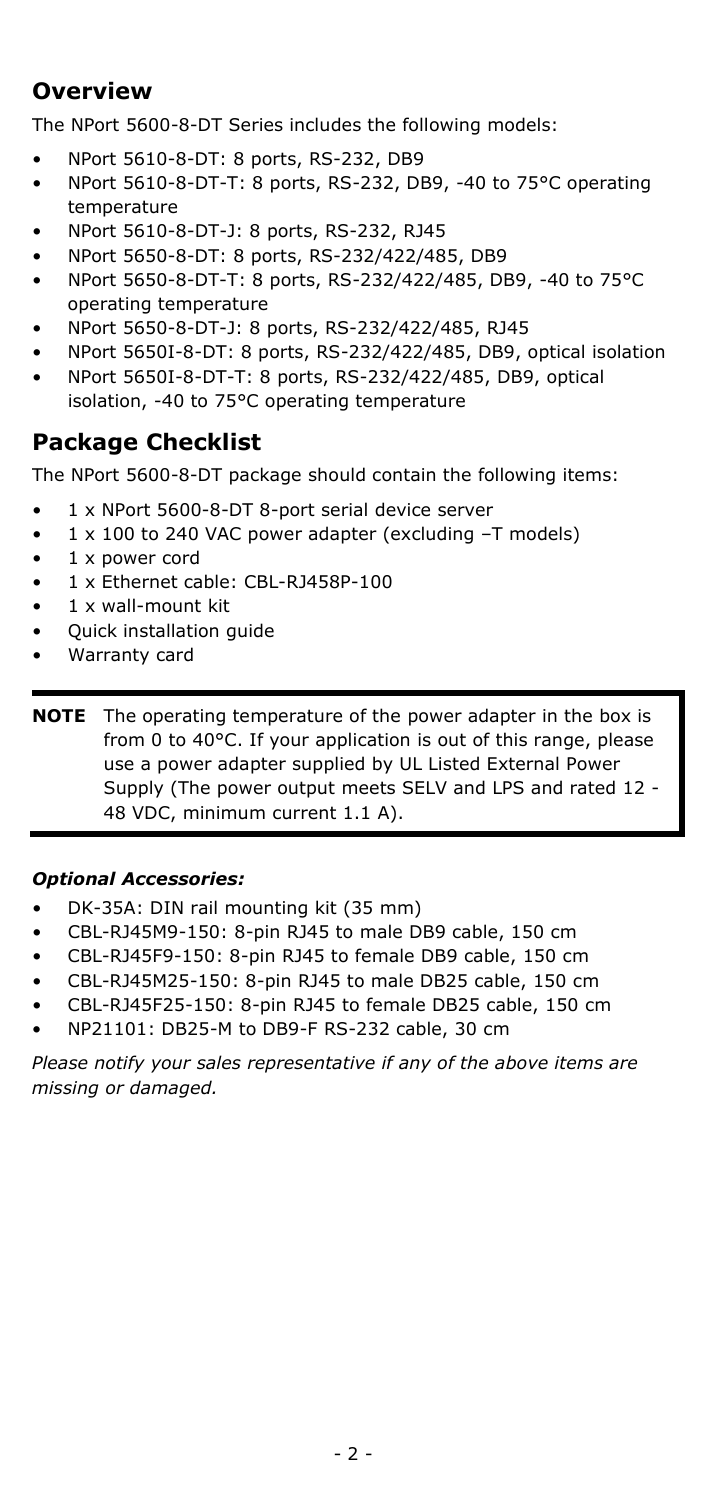## Overview

The NPort 5600-8-DT Series includes the following models:

- NPort 5610-8-DT: 8 ports, RS-232, DB9
- NPort 5610-8-DT-T: 8 ports, RS-232, DB9, -40 to 75°C operating temperature
- NPort 5610-8-DT-J: 8 ports, RS-232, RJ45
- NPort 5650-8-DT: 8 ports, RS-232/422/485, DB9
- NPort 5650-8-DT-T: 8 ports, RS-232/422/485, DB9, -40 to 75°C operating temperature
- NPort 5650-8-DT-J: 8 ports, RS-232/422/485, RJ45
- NPort 5650I-8-DT: 8 ports, RS-232/422/485, DB9, optical isolation
- NPort 5650I-8-DT-T: 8 ports, RS-232/422/485, DB9, optical isolation, -40 to 75°C operating temperature

## Package Checklist

The NPort 5600-8-DT package should contain the following items:

- 1 x NPort 5600-8-DT 8-port serial device server
- 1 x 100 to 240 VAC power adapter (excluding –T models)
- 1 x power cord
- 1 x Ethernet cable: CBL-RJ458P-100
- 1 x wall-mount kit
- Quick installation guide
- Warranty card

**NOTE** The operating temperature of the power adapter in the box is from 0 to 40°C. If your application is out of this range, please use a power adapter supplied by UL Listed External Power Supply (The power output meets SELV and LPS and rated 12 - 48 VDC, minimum current 1.1 A).

***Optional Accessories:***

- DK-35A: DIN rail mounting kit (35 mm)
- CBL-RJ45M9-150: 8-pin RJ45 to male DB9 cable, 150 cm
- CBL-RJ45F9-150: 8-pin RJ45 to female DB9 cable, 150 cm
- CBL-RJ45M25-150: 8-pin RJ45 to male DB25 cable, 150 cm
- CBL-RJ45F25-150: 8-pin RJ45 to female DB25 cable, 150 cm
- NP21101: DB25-M to DB9-F RS-232 cable, 30 cm

*Please notify your sales representative if any of the above items are missing or damaged.*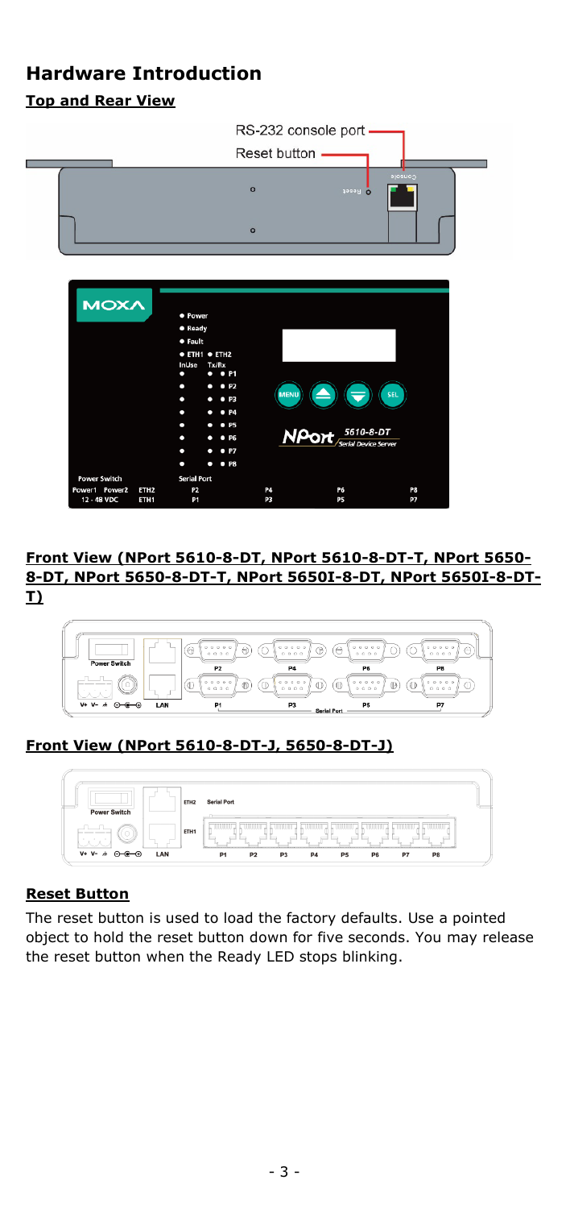## Hardware Introduction

**Top and Rear View**

**Front View (NPort 5610-8-DT, NPort 5610-8-DT-T, NPort 5650-8-DT, NPort 5650-8-DT-T, NPort 5650I-8-DT, NPort 5650I-8-DT-T)**

**Front View (NPort 5610-8-DT-J, 5650-8-DT-J)**

**Reset Button**

The reset button is used to load the factory defaults. Use a pointed object to hold the reset button down for five seconds. You may release the reset button when the Ready LED stops blinking.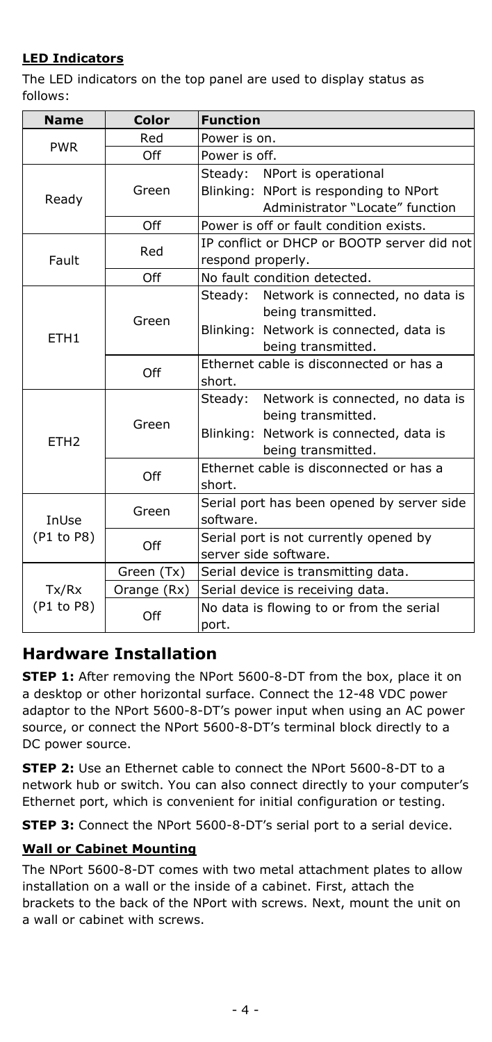**LED Indicators**

The LED indicators on the top panel are used to display status as follows:

| Name | Color | Function |
| --- | --- | --- |
| PWR | Red | Power is on. |
| | Off | Power is off. |
| Ready | Green | Steady: NPort is operational<br>Blinking: NPort is responding to NPort Administrator "Locate" function |
| | Off | Power is off or fault condition exists. |
| Fault | Red | IP conflict or DHCP or BOOTP server did not respond properly. |
| | Off | No fault condition detected. |
| ETH1 | Green | Steady: Network is connected, no data is being transmitted.<br>Blinking: Network is connected, data is being transmitted. |
| | Off | Ethernet cable is disconnected or has a short. |
| ETH2 | Green | Steady: Network is connected, no data is being transmitted.<br>Blinking: Network is connected, data is being transmitted. |
| | Off | Ethernet cable is disconnected or has a short. |
| InUse (P1 to P8) | Green | Serial port has been opened by server side software. |
| | Off | Serial port is not currently opened by server side software. |
| Tx/Rx (P1 to P8) | Green (Tx) | Serial device is transmitting data. |
| | Orange (Rx) | Serial device is receiving data. |
| | Off | No data is flowing to or from the serial port. |

## Hardware Installation

**STEP 1:** After removing the NPort 5600-8-DT from the box, place it on a desktop or other horizontal surface. Connect the 12-48 VDC power adaptor to the NPort 5600-8-DT's power input when using an AC power source, or connect the NPort 5600-8-DT's terminal block directly to a DC power source.

**STEP 2:** Use an Ethernet cable to connect the NPort 5600-8-DT to a network hub or switch. You can also connect directly to your computer's Ethernet port, which is convenient for initial configuration or testing.

**STEP 3:** Connect the NPort 5600-8-DT's serial port to a serial device.

**Wall or Cabinet Mounting**

The NPort 5600-8-DT comes with two metal attachment plates to allow installation on a wall or the inside of a cabinet. First, attach the brackets to the back of the NPort with screws. Next, mount the unit on a wall or cabinet with screws.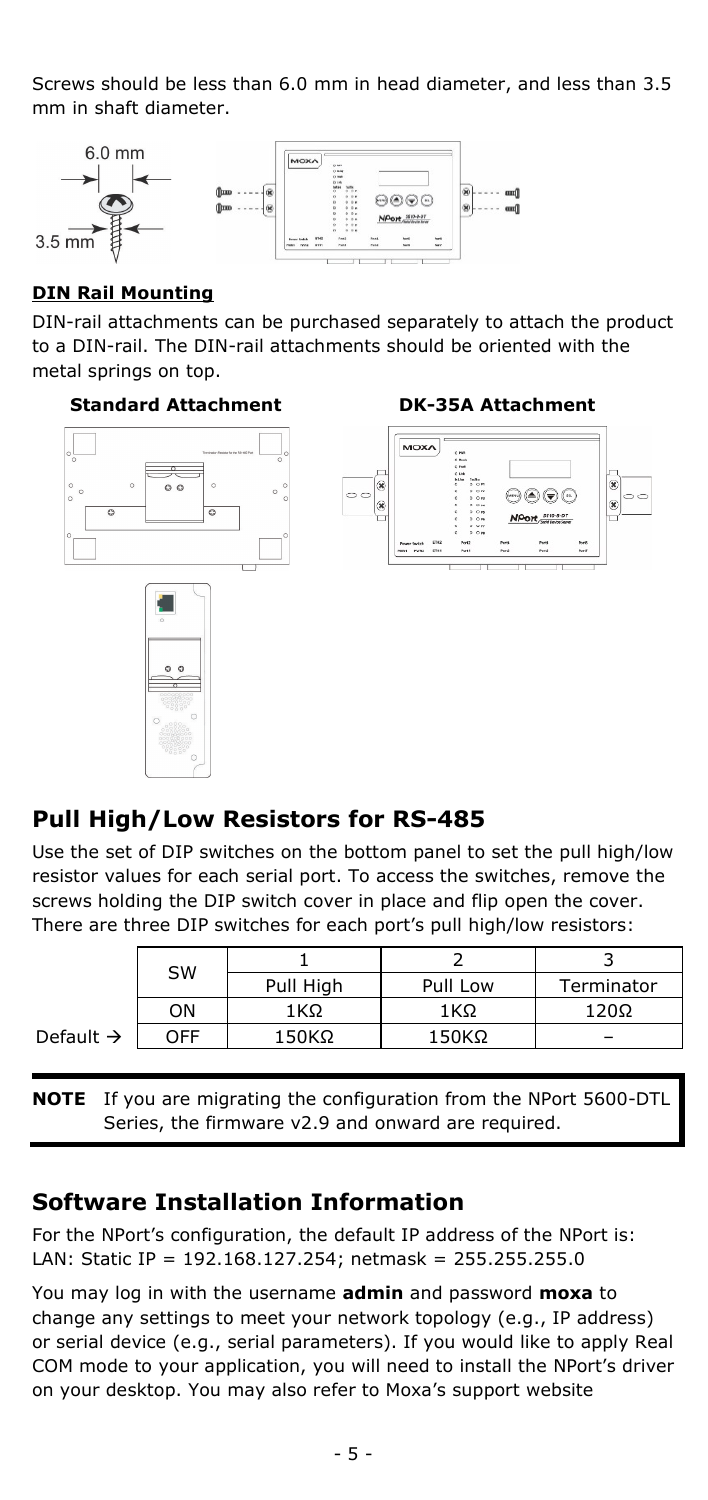Screws should be less than 6.0 mm in head diameter, and less than 3.5 mm in shaft diameter.

**DIN Rail Mounting**

DIN-rail attachments can be purchased separately to attach the product to a DIN-rail. The DIN-rail attachments should be oriented with the metal springs on top.

**Standard Attachment** **DK-35A Attachment**

## Pull High/Low Resistors for RS-485

Use the set of DIP switches on the bottom panel to set the pull high/low resistor values for each serial port. To access the switches, remove the screws holding the DIP switch cover in place and flip open the cover. There are three DIP switches for each port's pull high/low resistors:

| | SW | 1 | 2 | 3 |
|---|---|---|---|---|
| | | Pull High | Pull Low | Terminator |
| | ON | 1KΩ | 1KΩ | 120Ω |
| Default → | OFF | 150KΩ | 150KΩ | – |

**NOTE** If you are migrating the configuration from the NPort 5600-DTL Series, the firmware v2.9 and onward are required.

## Software Installation Information

For the NPort's configuration, the default IP address of the NPort is:
LAN: Static IP = 192.168.127.254; netmask = 255.255.255.0

You may log in with the username **admin** and password **moxa** to change any settings to meet your network topology (e.g., IP address) or serial device (e.g., serial parameters). If you would like to apply Real COM mode to your application, you will need to install the NPort's driver on your desktop. You may also refer to Moxa's support website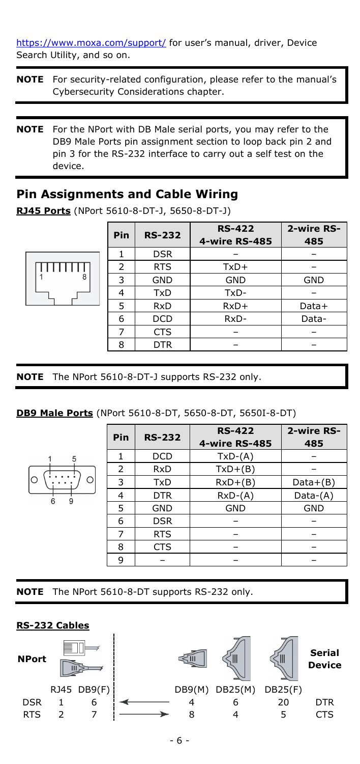https://www.moxa.com/support/ for user's manual, driver, Device Search Utility, and so on.

**NOTE** For security-related configuration, please refer to the manual's Cybersecurity Considerations chapter.

**NOTE** For the NPort with DB Male serial ports, you may refer to the DB9 Male Ports pin assignment section to loop back pin 2 and pin 3 for the RS-232 interface to carry out a self test on the device.

## Pin Assignments and Cable Wiring

**RJ45 Ports** (NPort 5610-8-DT-J, 5650-8-DT-J)

| Pin | RS-232 | RS-422 4-wire RS-485 | 2-wire RS-485 |
|---|---|---|---|
| 1 | DSR | – | – |
| 2 | RTS | TxD+ | – |
| 3 | GND | GND | GND |
| 4 | TxD | TxD- | – |
| 5 | RxD | RxD+ | Data+ |
| 6 | DCD | RxD- | Data- |
| 7 | CTS | – | – |
| 8 | DTR | – | – |

**NOTE** The NPort 5610-8-DT-J supports RS-232 only.

**DB9 Male Ports** (NPort 5610-8-DT, 5650-8-DT, 5650I-8-DT)

| Pin | RS-232 | RS-422 4-wire RS-485 | 2-wire RS-485 |
|---|---|---|---|
| 1 | DCD | TxD-(A) | – |
| 2 | RxD | TxD+(B) | – |
| 3 | TxD | RxD+(B) | Data+(B) |
| 4 | DTR | RxD-(A) | Data-(A) |
| 5 | GND | GND | GND |
| 6 | DSR | – | – |
| 7 | RTS | – | – |
| 8 | CTS | – | – |
| 9 | – | – | – |

**NOTE** The NPort 5610-8-DT supports RS-232 only.

**RS-232 Cables**

| NPort | RJ45 | DB9(F) | | DB9(M) | DB25(M) | DB25(F) | Serial Device |
|---|---|---|---|---|---|---|---|
| DSR | 1 | 6 | ← | 4 | 6 | 20 | DTR |
| RTS | 2 | 7 | → | 8 | 4 | 5 | CTS |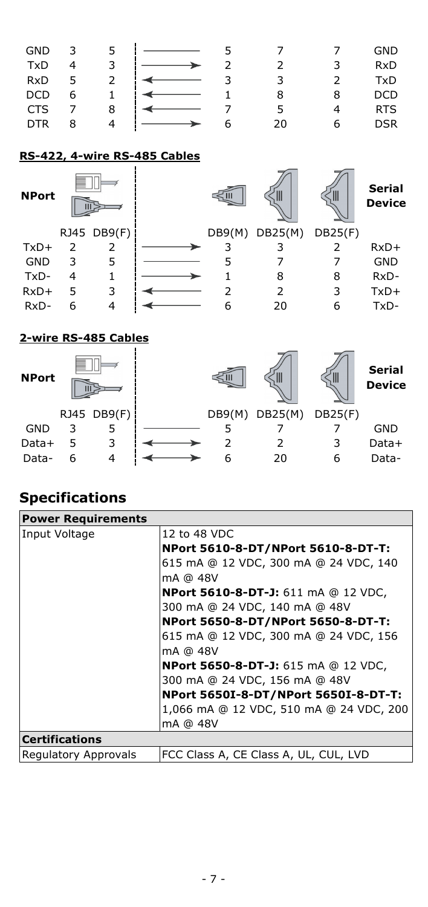| | | | | | | | |
|---|---|---|---|---|---|---|---|
| GND | 3 | 5 | ——— | 5 | 7 | 7 | GND |
| TxD | 4 | 3 | ———> | 2 | 2 | 3 | RxD |
| RxD | 5 | 2 | <——— | 3 | 3 | 2 | TxD |
| DCD | 6 | 1 | <——— | 1 | 8 | 8 | DCD |
| CTS | 7 | 8 | <——— | 7 | 5 | 4 | RTS |
| DTR | 8 | 4 | ———> | 6 | 20 | 6 | DSR |

**RS-422, 4-wire RS-485 Cables**

| NPort | RJ45 | DB9(F) | | DB9(M) | DB25(M) | DB25(F) | Serial Device |
|---|---|---|---|---|---|---|---|
| TxD+ | 2 | 2 | ———> | 3 | 3 | 2 | RxD+ |
| GND | 3 | 5 | ——— | 5 | 7 | 7 | GND |
| TxD- | 4 | 1 | ———> | 1 | 8 | 8 | RxD- |
| RxD+ | 5 | 3 | <——— | 2 | 2 | 3 | TxD+ |
| RxD- | 6 | 4 | <——— | 6 | 20 | 6 | TxD- |

**2-wire RS-485 Cables**

| NPort | RJ45 | DB9(F) | | DB9(M) | DB25(M) | DB25(F) | Serial Device |
|---|---|---|---|---|---|---|---|
| GND | 3 | 5 | ——— | 5 | 7 | 7 | GND |
| Data+ | 5 | 3 | <———> | 2 | 2 | 3 | Data+ |
| Data- | 6 | 4 | <———> | 6 | 20 | 6 | Data- |

## Specifications

| **Power Requirements** | |
|---|---|
| Input Voltage | 12 to 48 VDC<br>**NPort 5610-8-DT/NPort 5610-8-DT-T:** 615 mA @ 12 VDC, 300 mA @ 24 VDC, 140 mA @ 48V<br>**NPort 5610-8-DT-J:** 611 mA @ 12 VDC, 300 mA @ 24 VDC, 140 mA @ 48V<br>**NPort 5650-8-DT/NPort 5650-8-DT-T:** 615 mA @ 12 VDC, 300 mA @ 24 VDC, 156 mA @ 48V<br>**NPort 5650-8-DT-J:** 615 mA @ 12 VDC, 300 mA @ 24 VDC, 156 mA @ 48V<br>**NPort 5650I-8-DT/NPort 5650I-8-DT-T:** 1,066 mA @ 12 VDC, 510 mA @ 24 VDC, 200 mA @ 48V |
| **Certifications** | |
| Regulatory Approvals | FCC Class A, CE Class A, UL, CUL, LVD |